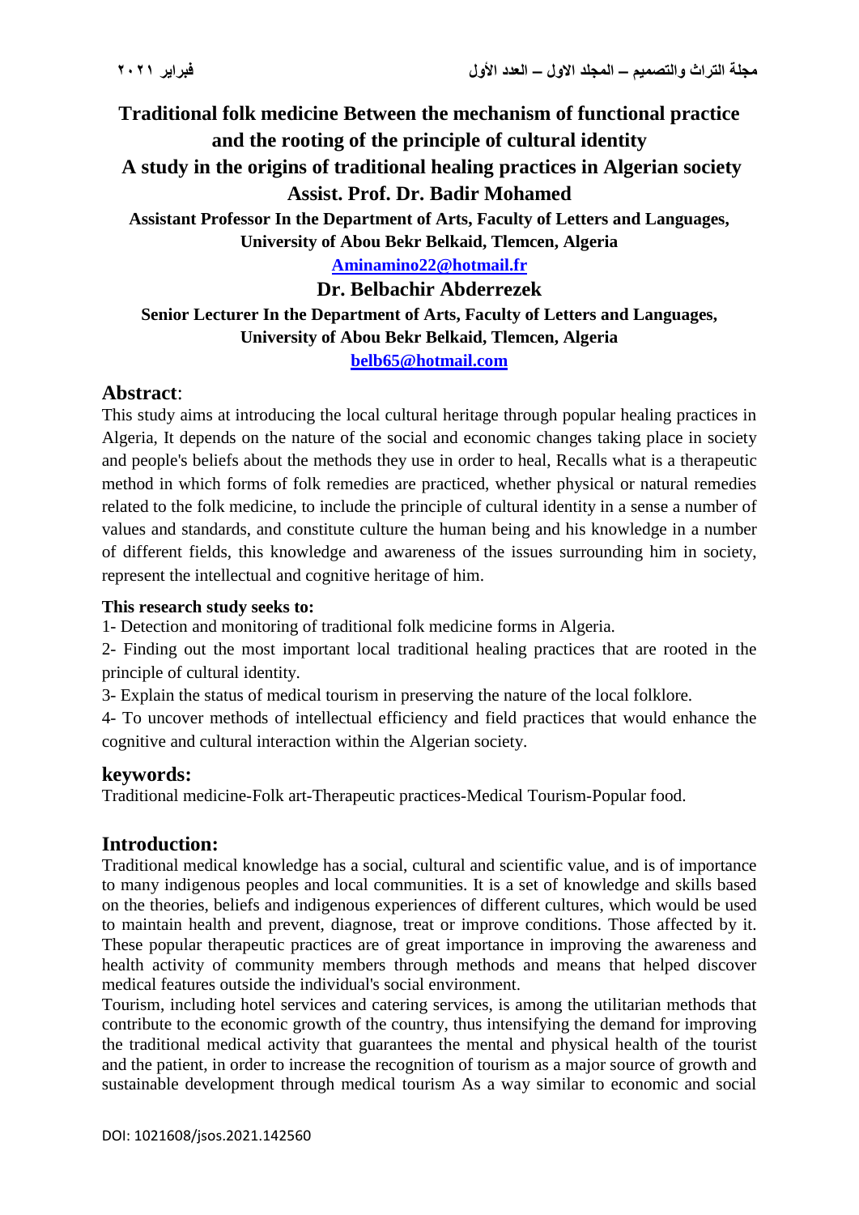# Traditional folk medicine Between the mechanism of functional practice and the rooting of the principle of cultural identity

## A study in the origins of traditional healing practices in Algerian society

**Assist. Prof. Dr. Badir Mohamed**

**Assistant Professor In the Department of Arts, Faculty of Letters and Languages, University of Abou Bekr Belkaid, Tlemcen, Algeria**

**Aminamino22@hotmail.fr**

**Dr. Belbachir Abderrezek**

**Senior Lecturer In the Department of Arts, Faculty of Letters and Languages, University of Abou Bekr Belkaid, Tlemcen, Algeria**

**belb65@hotmail.com**

## Abstract:

This study aims at introducing the local cultural heritage through popular healing practices in Algeria, It depends on the nature of the social and economic changes taking place in society and people's beliefs about the methods they use in order to heal, Recalls what is a therapeutic method in which forms of folk remedies are practiced, whether physical or natural remedies related to the folk medicine, to include the principle of cultural identity in a sense a number of values and standards, and constitute culture the human being and his knowledge in a number of different fields, this knowledge and awareness of the issues surrounding him in society, represent the intellectual and cognitive heritage of him.

**This research study seeks to:**

1- Detection and monitoring of traditional folk medicine forms in Algeria.

2- Finding out the most important local traditional healing practices that are rooted in the principle of cultural identity.

3- Explain the status of medical tourism in preserving the nature of the local folklore.

4- To uncover methods of intellectual efficiency and field practices that would enhance the cognitive and cultural interaction within the Algerian society.

## keywords:

Traditional medicine-Folk art-Therapeutic practices-Medical Tourism-Popular food.

## Introduction:

Traditional medical knowledge has a social, cultural and scientific value, and is of importance to many indigenous peoples and local communities. It is a set of knowledge and skills based on the theories, beliefs and indigenous experiences of different cultures, which would be used to maintain health and prevent, diagnose, treat or improve conditions. Those affected by it. These popular therapeutic practices are of great importance in improving the awareness and health activity of community members through methods and means that helped discover medical features outside the individual's social environment.

Tourism, including hotel services and catering services, is among the utilitarian methods that contribute to the economic growth of the country, thus intensifying the demand for improving the traditional medical activity that guarantees the mental and physical health of the tourist and the patient, in order to increase the recognition of tourism as a major source of growth and sustainable development through medical tourism As a way similar to economic and social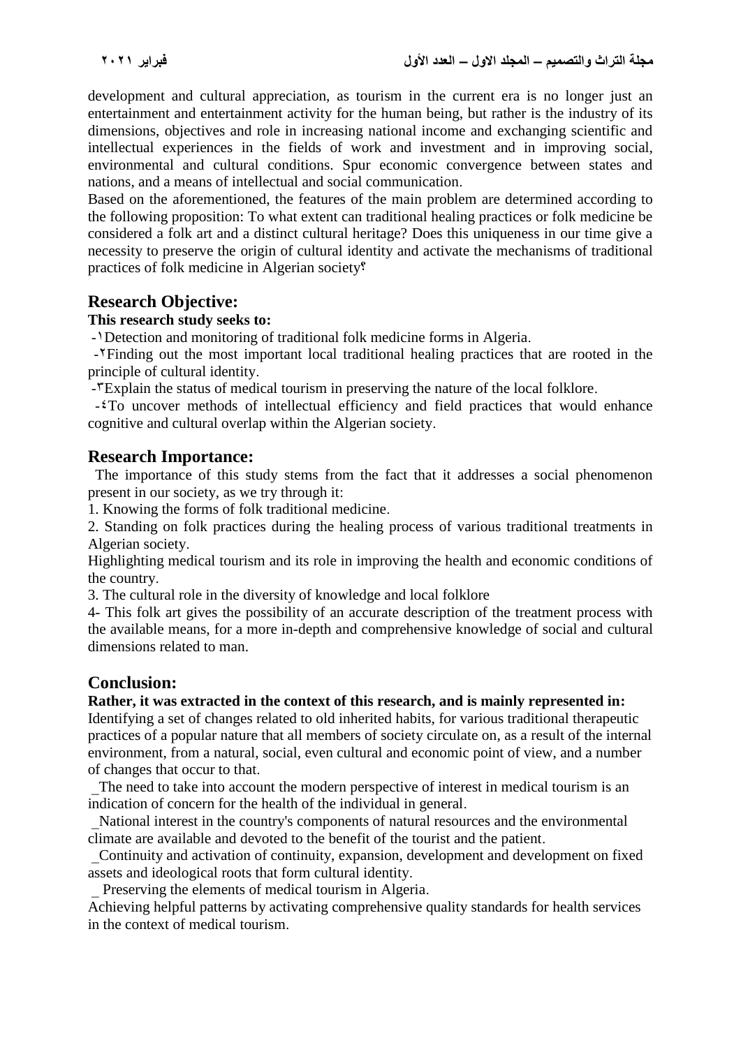development and cultural appreciation, as tourism in the current era is no longer just an entertainment and entertainment activity for the human being, but rather is the industry of its dimensions, objectives and role in increasing national income and exchanging scientific and intellectual experiences in the fields of work and investment and in improving social, environmental and cultural conditions. Spur economic convergence between states and nations, and a means of intellectual and social communication.

Based on the aforementioned, the features of the main problem are determined according to the following proposition: To what extent can traditional healing practices or folk medicine be considered a folk art and a distinct cultural heritage? Does this uniqueness in our time give a necessity to preserve the origin of cultural identity and activate the mechanisms of traditional practices of folk medicine in Algerian society؟

## Research Objective:

**This research study seeks to:**

-١Detection and monitoring of traditional folk medicine forms in Algeria.

-٢Finding out the most important local traditional healing practices that are rooted in the principle of cultural identity.

-٣Explain the status of medical tourism in preserving the nature of the local folklore.

-٤To uncover methods of intellectual efficiency and field practices that would enhance cognitive and cultural overlap within the Algerian society.

## Research Importance:

The importance of this study stems from the fact that it addresses a social phenomenon present in our society, as we try through it:

1. Knowing the forms of folk traditional medicine.
2. Standing on folk practices during the healing process of various traditional treatments in Algerian society.

Highlighting medical tourism and its role in improving the health and economic conditions of the country.

3. The cultural role in the diversity of knowledge and local folklore

4- This folk art gives the possibility of an accurate description of the treatment process with the available means, for a more in-depth and comprehensive knowledge of social and cultural dimensions related to man.

## Conclusion:

**Rather, it was extracted in the context of this research, and is mainly represented in:**

Identifying a set of changes related to old inherited habits, for various traditional therapeutic practices of a popular nature that all members of society circulate on, as a result of the internal environment, from a natural, social, even cultural and economic point of view, and a number of changes that occur to that.

_The need to take into account the modern perspective of interest in medical tourism is an indication of concern for the health of the individual in general.

_National interest in the country's components of natural resources and the environmental climate are available and devoted to the benefit of the tourist and the patient.

_Continuity and activation of continuity, expansion, development and development on fixed assets and ideological roots that form cultural identity.

_ Preserving the elements of medical tourism in Algeria.

Achieving helpful patterns by activating comprehensive quality standards for health services in the context of medical tourism.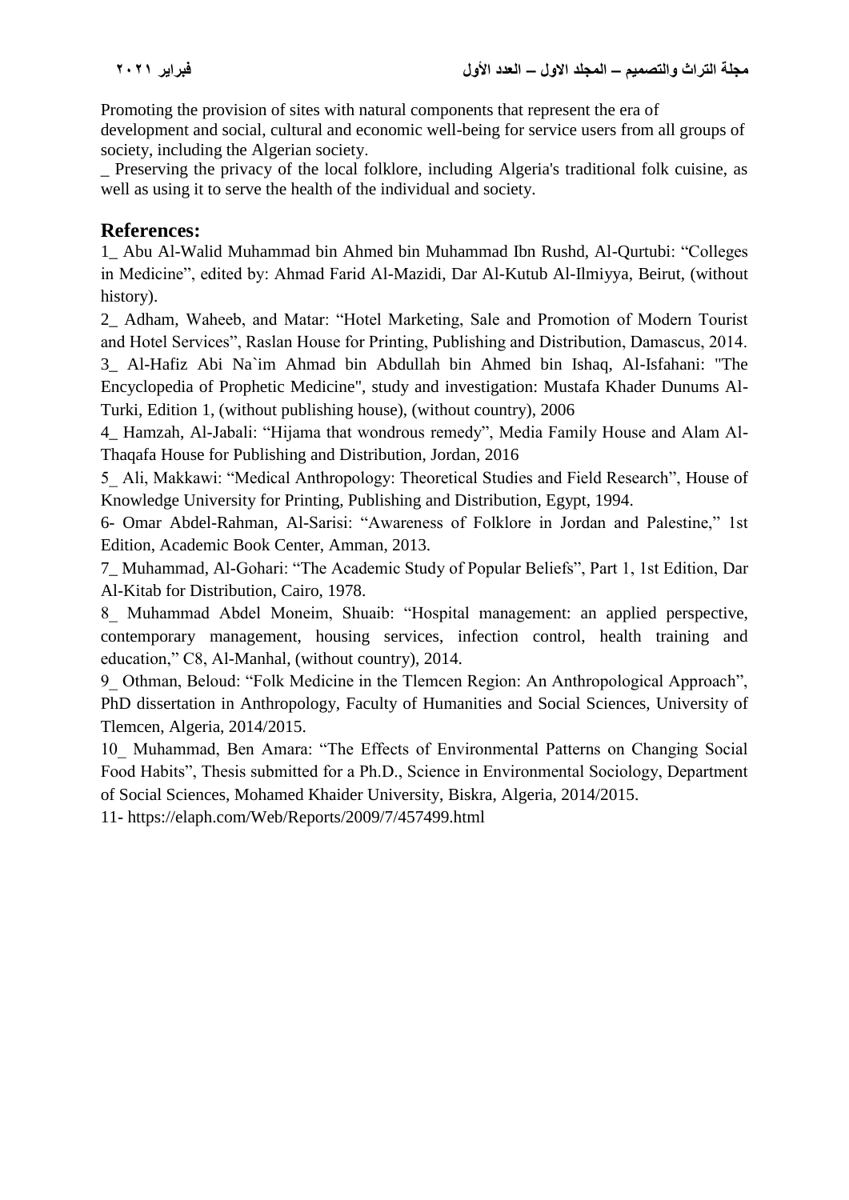Promoting the provision of sites with natural components that represent the era of development and social, cultural and economic well-being for service users from all groups of society, including the Algerian society.

_ Preserving the privacy of the local folklore, including Algeria's traditional folk cuisine, as well as using it to serve the health of the individual and society.

## References:

1_ Abu Al-Walid Muhammad bin Ahmed bin Muhammad Ibn Rushd, Al-Qurtubi: “Colleges in Medicine”, edited by: Ahmad Farid Al-Mazidi, Dar Al-Kutub Al-Ilmiyya, Beirut, (without history).

2_ Adham, Waheeb, and Matar: “Hotel Marketing, Sale and Promotion of Modern Tourist and Hotel Services”, Raslan House for Printing, Publishing and Distribution, Damascus, 2014.

3_ Al-Hafiz Abi Na`im Ahmad bin Abdullah bin Ahmed bin Ishaq, Al-Isfahani: "The Encyclopedia of Prophetic Medicine", study and investigation: Mustafa Khader Dunums Al-Turki, Edition 1, (without publishing house), (without country), 2006

4_ Hamzah, Al-Jabali: “Hijama that wondrous remedy”, Media Family House and Alam Al-Thaqafa House for Publishing and Distribution, Jordan, 2016

5_ Ali, Makkawi: “Medical Anthropology: Theoretical Studies and Field Research”, House of Knowledge University for Printing, Publishing and Distribution, Egypt, 1994.

6- Omar Abdel-Rahman, Al-Sarisi: “Awareness of Folklore in Jordan and Palestine,” 1st Edition, Academic Book Center, Amman, 2013.

7_ Muhammad, Al-Gohari: “The Academic Study of Popular Beliefs”, Part 1, 1st Edition, Dar Al-Kitab for Distribution, Cairo, 1978.

8_ Muhammad Abdel Moneim, Shuaib: “Hospital management: an applied perspective, contemporary management, housing services, infection control, health training and education,” C8, Al-Manhal, (without country), 2014.

9_ Othman, Beloud: “Folk Medicine in the Tlemcen Region: An Anthropological Approach”, PhD dissertation in Anthropology, Faculty of Humanities and Social Sciences, University of Tlemcen, Algeria, 2014/2015.

10_ Muhammad, Ben Amara: “The Effects of Environmental Patterns on Changing Social Food Habits”, Thesis submitted for a Ph.D., Science in Environmental Sociology, Department of Social Sciences, Mohamed Khaider University, Biskra, Algeria, 2014/2015.

11- https://elaph.com/Web/Reports/2009/7/457499.html